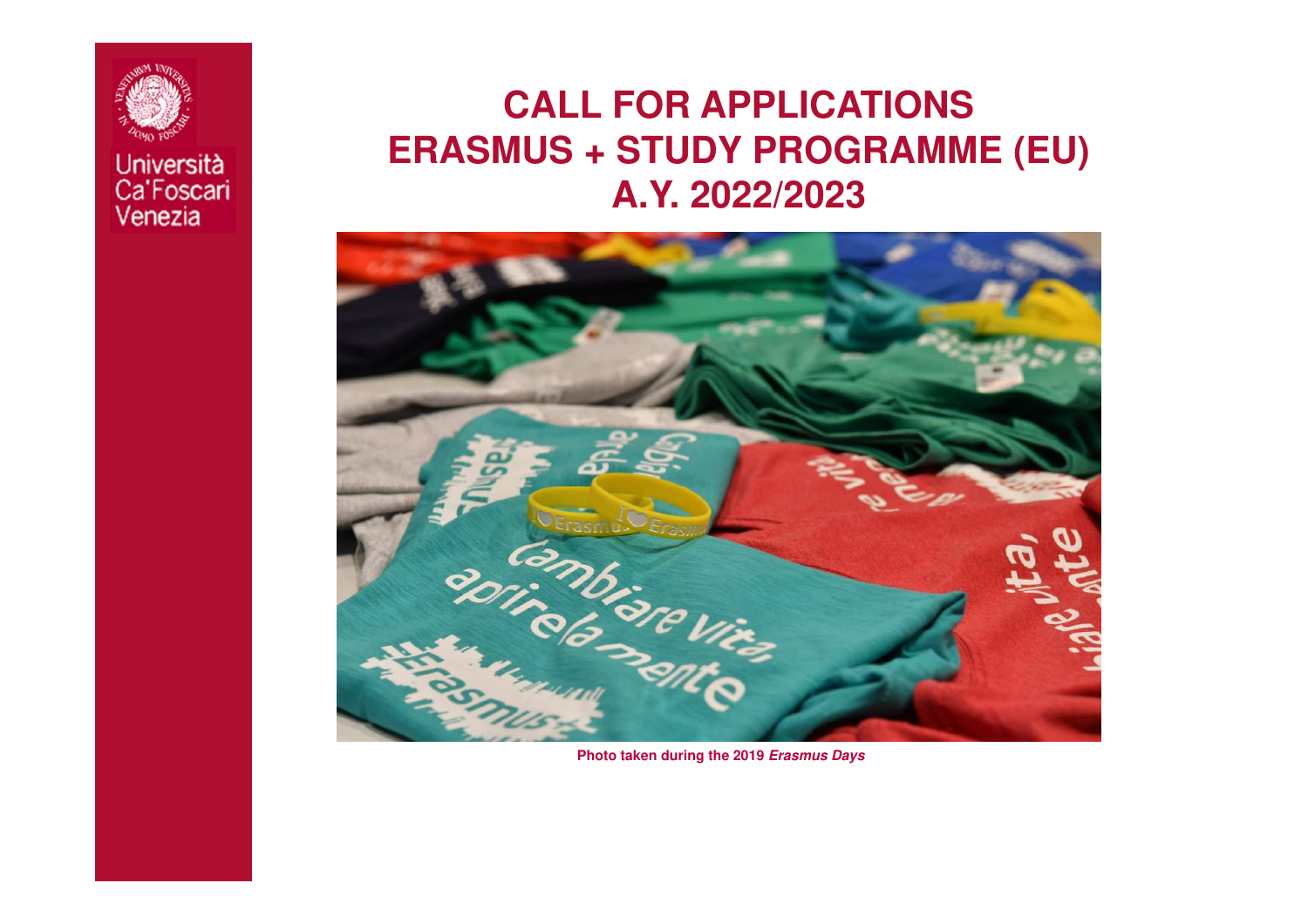Università Ca'Foscari Venezia

# CALL FOR APPLICATIONS
# ERASMUS + STUDY PROGRAMME (EU)
# A.Y. 2022/2023

**Photo taken during the 2019 *Erasmus Days***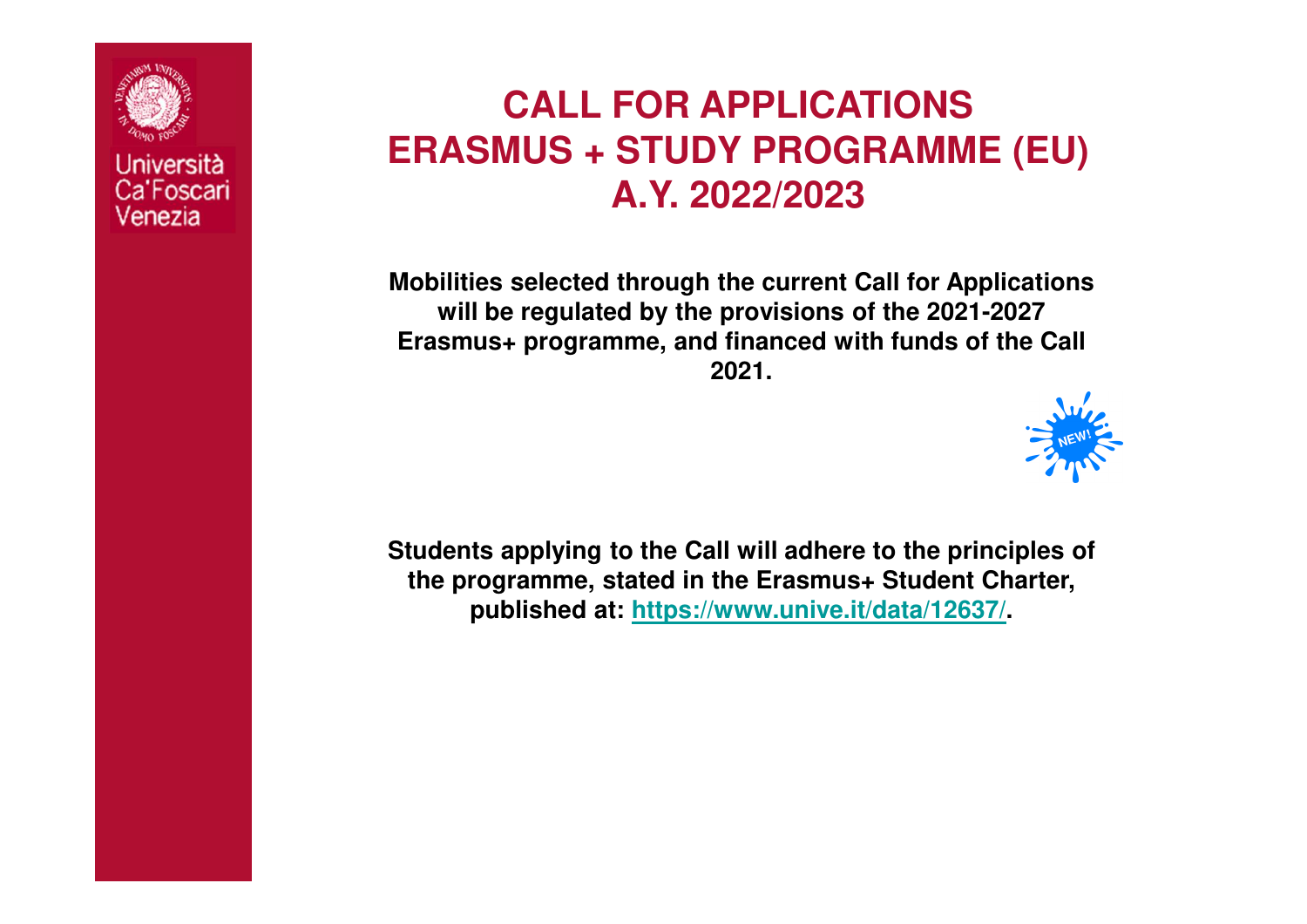# CALL FOR APPLICATIONS ERASMUS + STUDY PROGRAMME (EU) A.Y. 2022/2023

**Mobilities selected through the current Call for Applications will be regulated by the provisions of the 2021-2027 Erasmus+ programme, and financed with funds of the Call 2021.**

NEW!

**Students applying to the Call will adhere to the principles of the programme, stated in the Erasmus+ Student Charter, published at: https://www.unive.it/data/12637/.**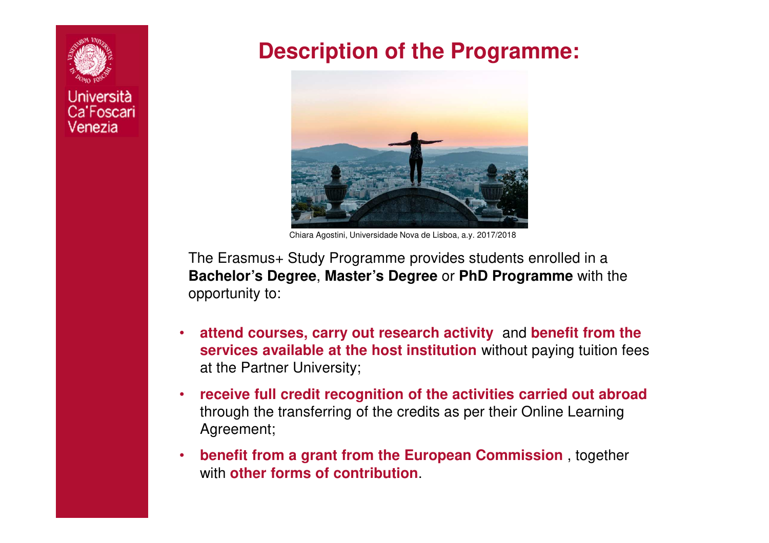# Description of the Programme:

Chiara Agostini, Universidade Nova de Lisboa, a.y. 2017/2018

The Erasmus+ Study Programme provides students enrolled in a **Bachelor's Degree**, **Master's Degree** or **PhD Programme** with the opportunity to:

- **attend courses, carry out research activity** and **benefit from the services available at the host institution** without paying tuition fees at the Partner University;
- **receive full credit recognition of the activities carried out abroad** through the transferring of the credits as per their Online Learning Agreement;
- **benefit from a grant from the European Commission** , together with **other forms of contribution**.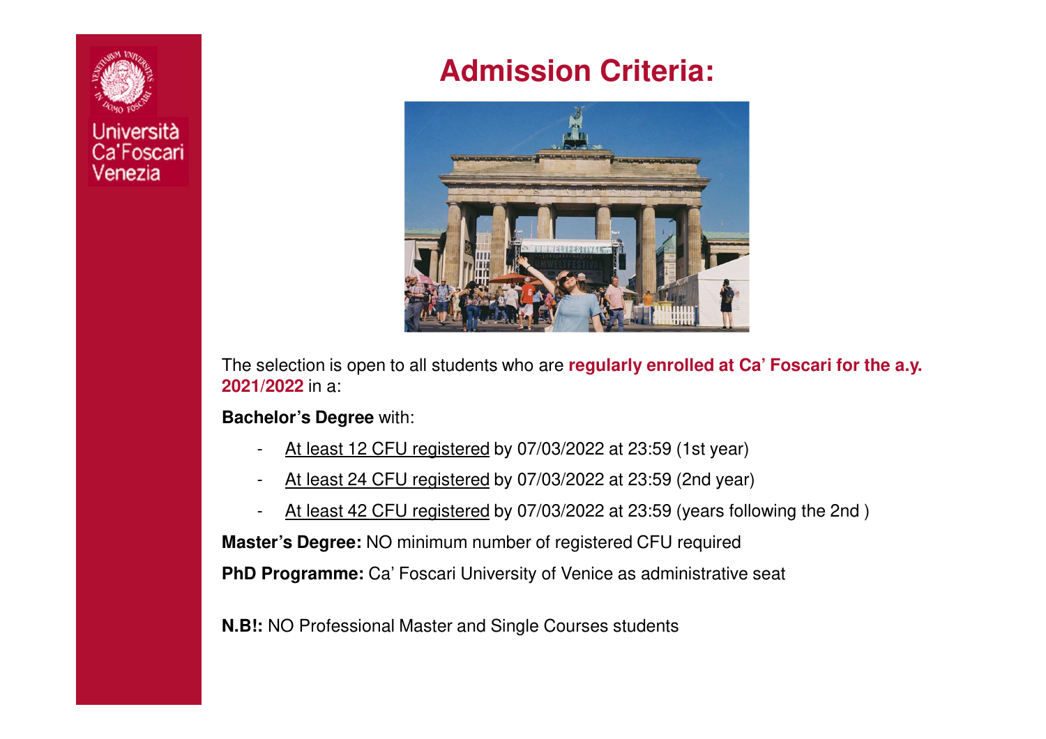# Admission Criteria:

The selection is open to all students who are **regularly enrolled at Ca' Foscari for the a.y. 2021/2022** in a:

**Bachelor's Degree** with:

- At least 12 CFU registered by 07/03/2022 at 23:59 (1st year)
- At least 24 CFU registered by 07/03/2022 at 23:59 (2nd year)
- At least 42 CFU registered by 07/03/2022 at 23:59 (years following the 2nd )

**Master's Degree:** NO minimum number of registered CFU required

**PhD Programme:** Ca' Foscari University of Venice as administrative seat

**N.B!:** NO Professional Master and Single Courses students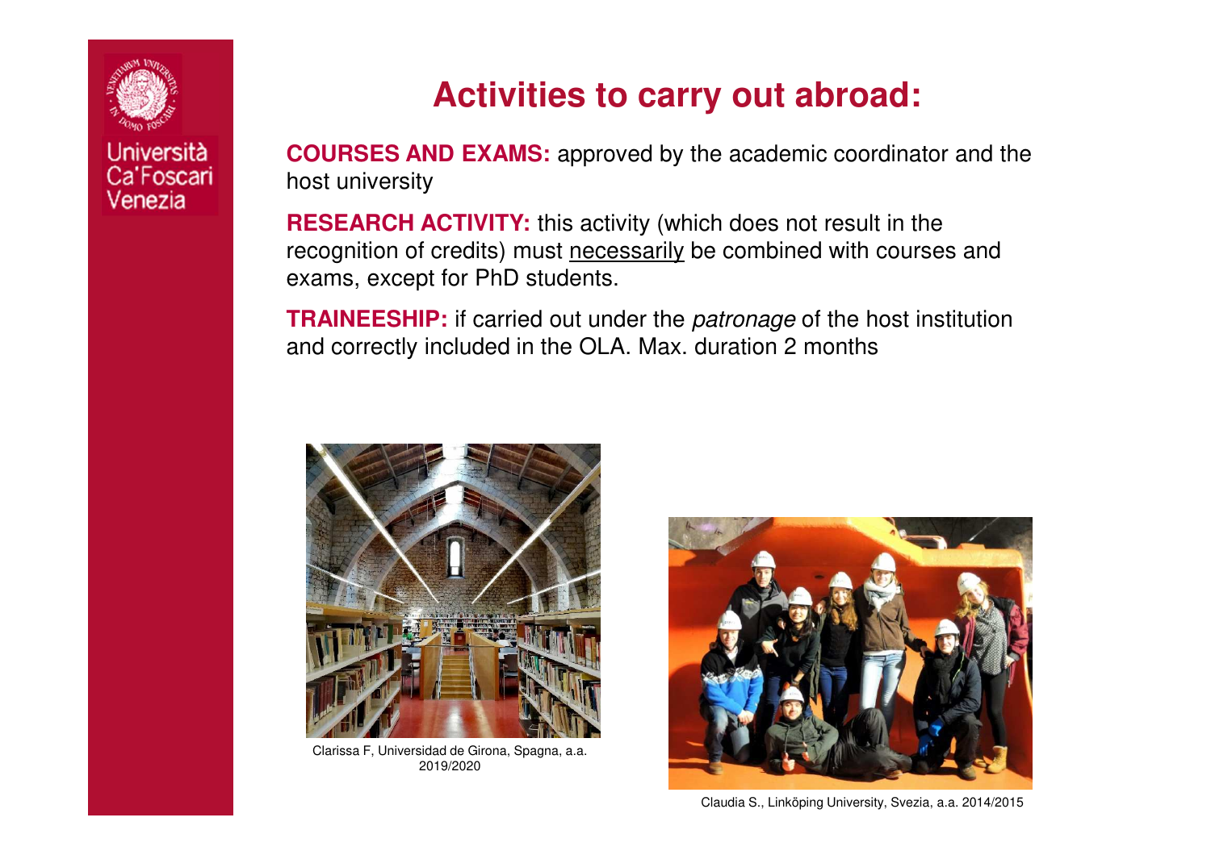# Activities to carry out abroad:

**COURSES AND EXAMS:** approved by the academic coordinator and the host university

**RESEARCH ACTIVITY:** this activity (which does not result in the recognition of credits) must <u>necessarily</u> be combined with courses and exams, except for PhD students.

**TRAINEESHIP:** if carried out under the *patronage* of the host institution and correctly included in the OLA. Max. duration 2 months

Clarissa F, Universidad de Girona, Spagna, a.a. 2019/2020

Claudia S., Linköping University, Svezia, a.a. 2014/2015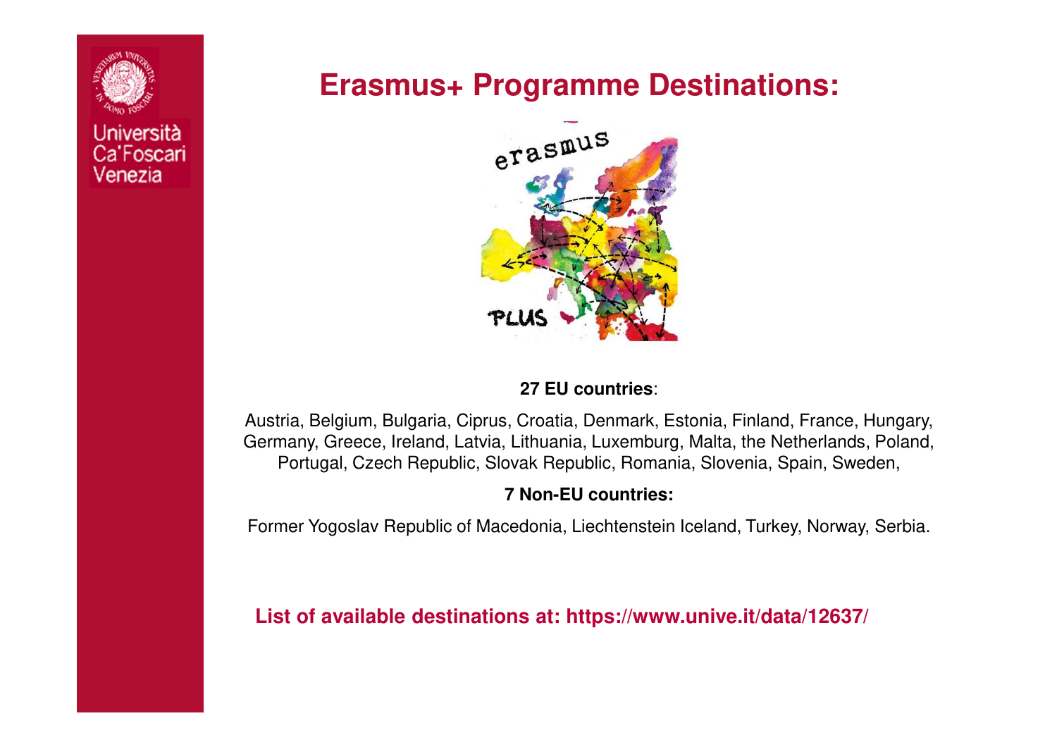# Erasmus+ Programme Destinations:

**27 EU countries**:

Austria, Belgium, Bulgaria, Ciprus, Croatia, Denmark, Estonia, Finland, France, Hungary, Germany, Greece, Ireland, Latvia, Lithuania, Luxemburg, Malta, the Netherlands, Poland, Portugal, Czech Republic, Slovak Republic, Romania, Slovenia, Spain, Sweden,

**7 Non-EU countries:**

Former Yogoslav Republic of Macedonia, Liechtenstein Iceland, Turkey, Norway, Serbia.

**List of available destinations at: https://www.unive.it/data/12637/**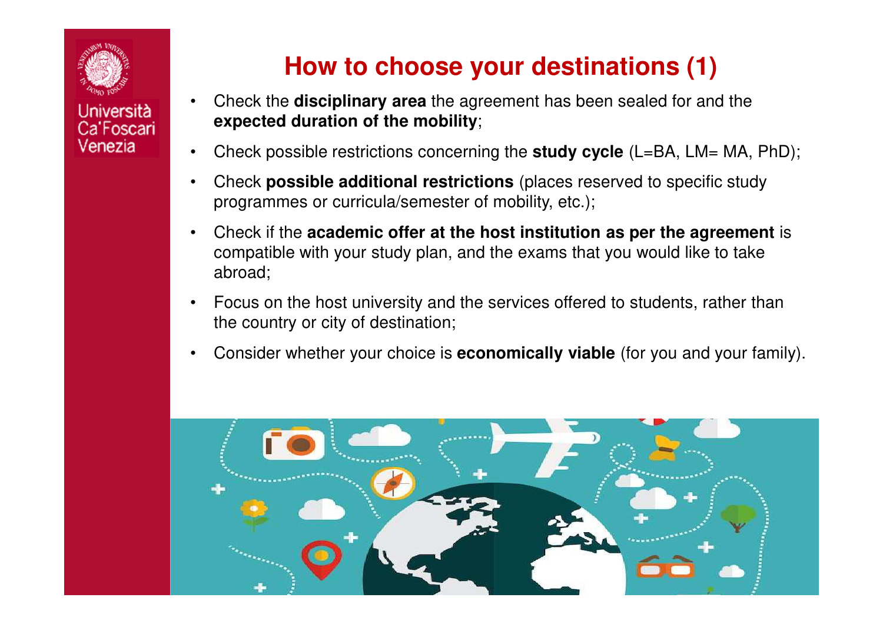# How to choose your destinations (1)

- Check the **disciplinary area** the agreement has been sealed for and the **expected duration of the mobility**;
- Check possible restrictions concerning the **study cycle** (L=BA, LM= MA, PhD);
- Check **possible additional restrictions** (places reserved to specific study programmes or curricula/semester of mobility, etc.);
- Check if the **academic offer at the host institution as per the agreement** is compatible with your study plan, and the exams that you would like to take abroad;
- Focus on the host university and the services offered to students, rather than the country or city of destination;
- Consider whether your choice is **economically viable** (for you and your family).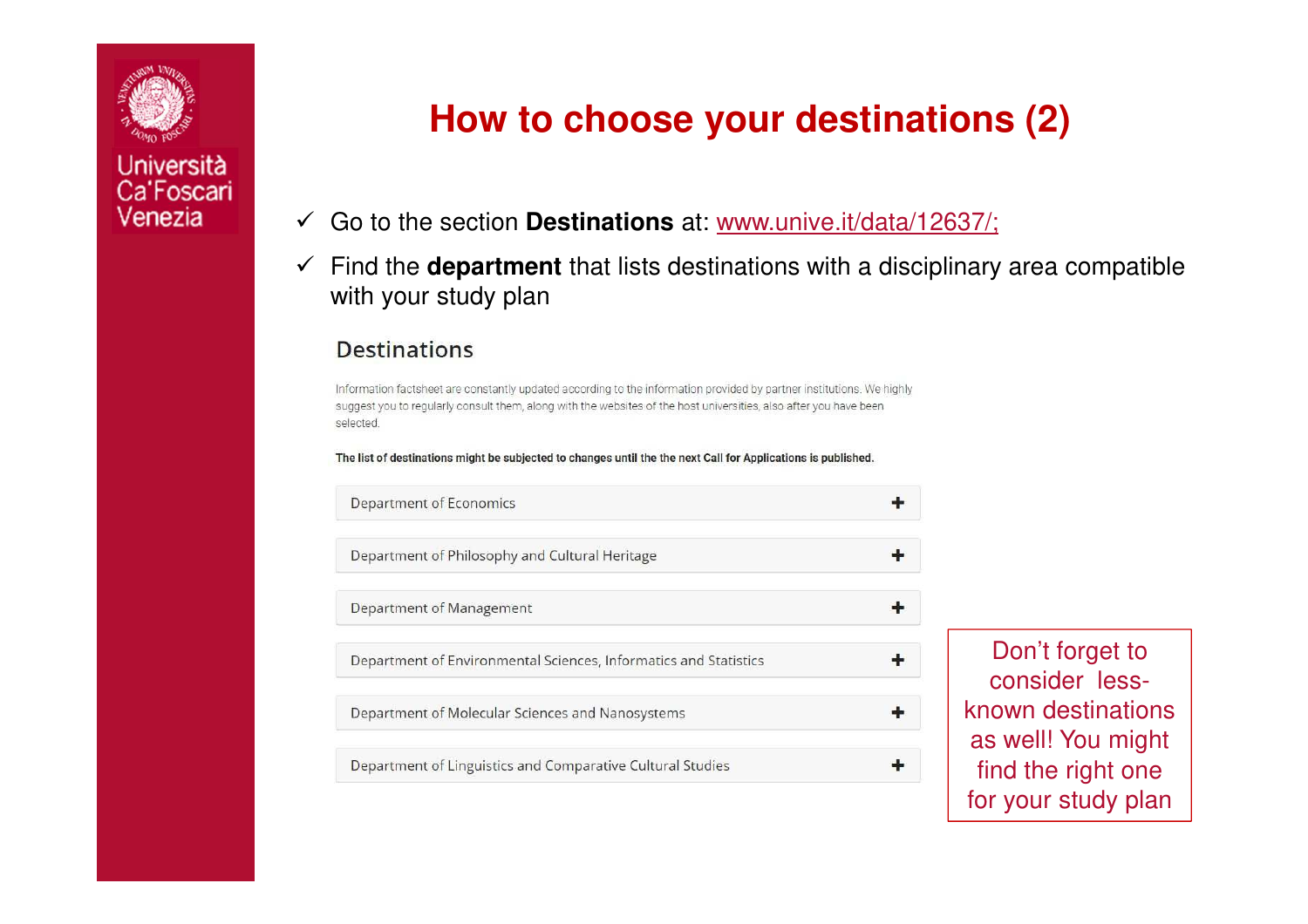# How to choose your destinations (2)

- ✓ Go to the section **Destinations** at: www.unive.it/data/12637/;
- ✓ Find the **department** that lists destinations with a disciplinary area compatible with your study plan

## Destinations

Information factsheet are constantly updated according to the information provided by partner institutions. We highly suggest you to regularly consult them, along with the websites of the host universities, also after you have been selected.

**The list of destinations might be subjected to changes until the the next Call for Applications is published.**

- Department of Economics +
- Department of Philosophy and Cultural Heritage +
- Department of Management +
- Department of Environmental Sciences, Informatics and Statistics +
- Department of Molecular Sciences and Nanosystems +
- Department of Linguistics and Comparative Cultural Studies +

Don't forget to consider less-known destinations as well! You might find the right one for your study plan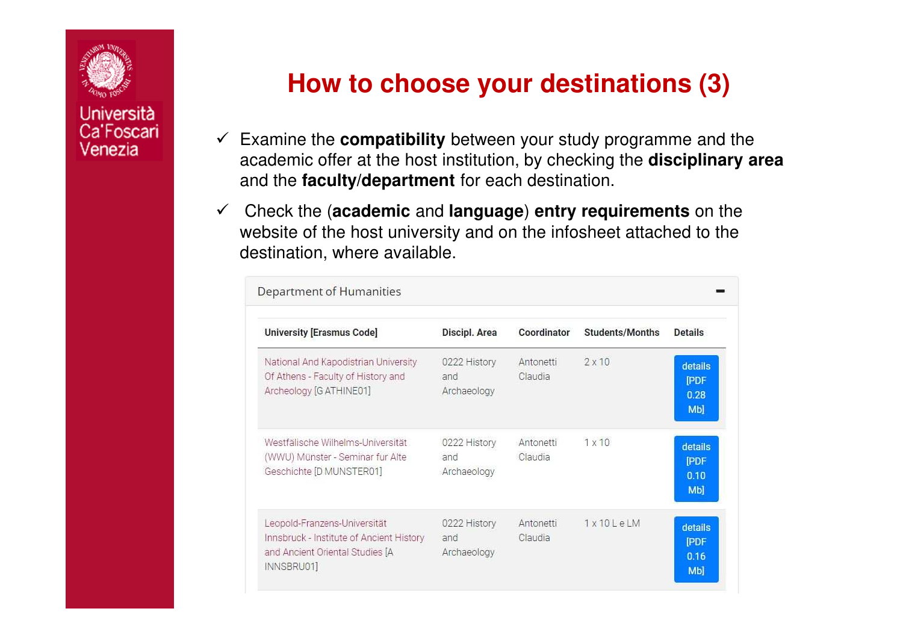# How to choose your destinations (3)

- ✓ Examine the **compatibility** between your study programme and the academic offer at the host institution, by checking the **disciplinary area** and the **faculty/department** for each destination.
- ✓ Check the (**academic** and **language**) **entry requirements** on the website of the host university and on the infosheet attached to the destination, where available.

Department of Humanities

| University [Erasmus Code] | Discipl. Area | Coordinator | Students/Months | Details |
|---|---|---|---|---|
| National And Kapodistrian University Of Athens - Faculty of History and Archeology [G ATHINE01] | 0222 History and Archaeology | Antonetti Claudia | 2 x 10 | details [PDF 0.28 Mb] |
| Westfälische Wilhelms-Universität (WWU) Münster - Seminar fur Alte Geschichte [D MUNSTER01] | 0222 History and Archaeology | Antonetti Claudia | 1 x 10 | details [PDF 0.10 Mb] |
| Leopold-Franzens-Universität Innsbruck - Institute of Ancient History and Ancient Oriental Studies [A INNSBRU01] | 0222 History and Archaeology | Antonetti Claudia | 1 x 10 L e LM | details [PDF 0.16 Mb] |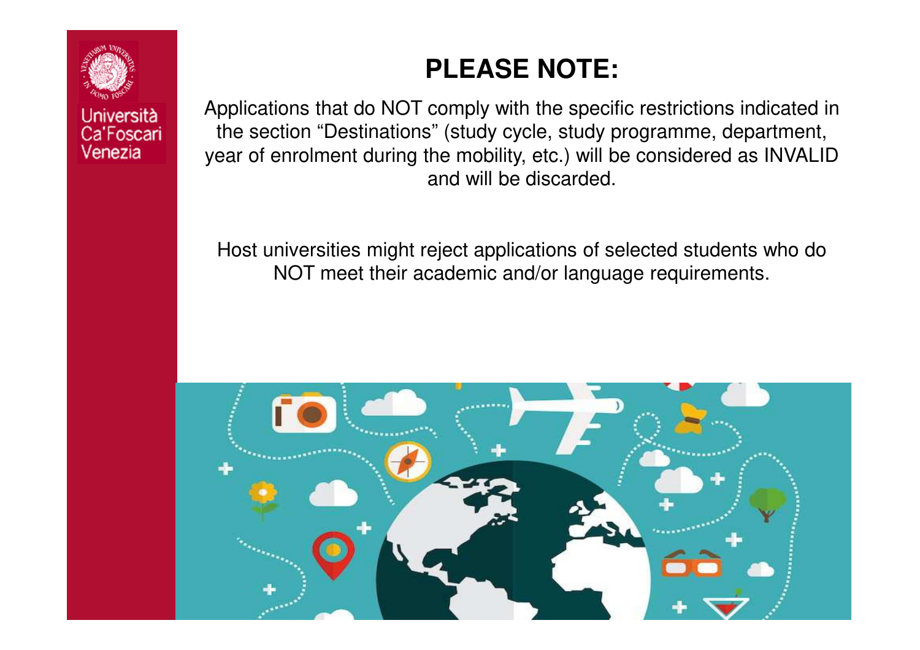# PLEASE NOTE:

Applications that do NOT comply with the specific restrictions indicated in the section "Destinations" (study cycle, study programme, department, year of enrolment during the mobility, etc.) will be considered as INVALID and will be discarded.

Host universities might reject applications of selected students who do NOT meet their academic and/or language requirements.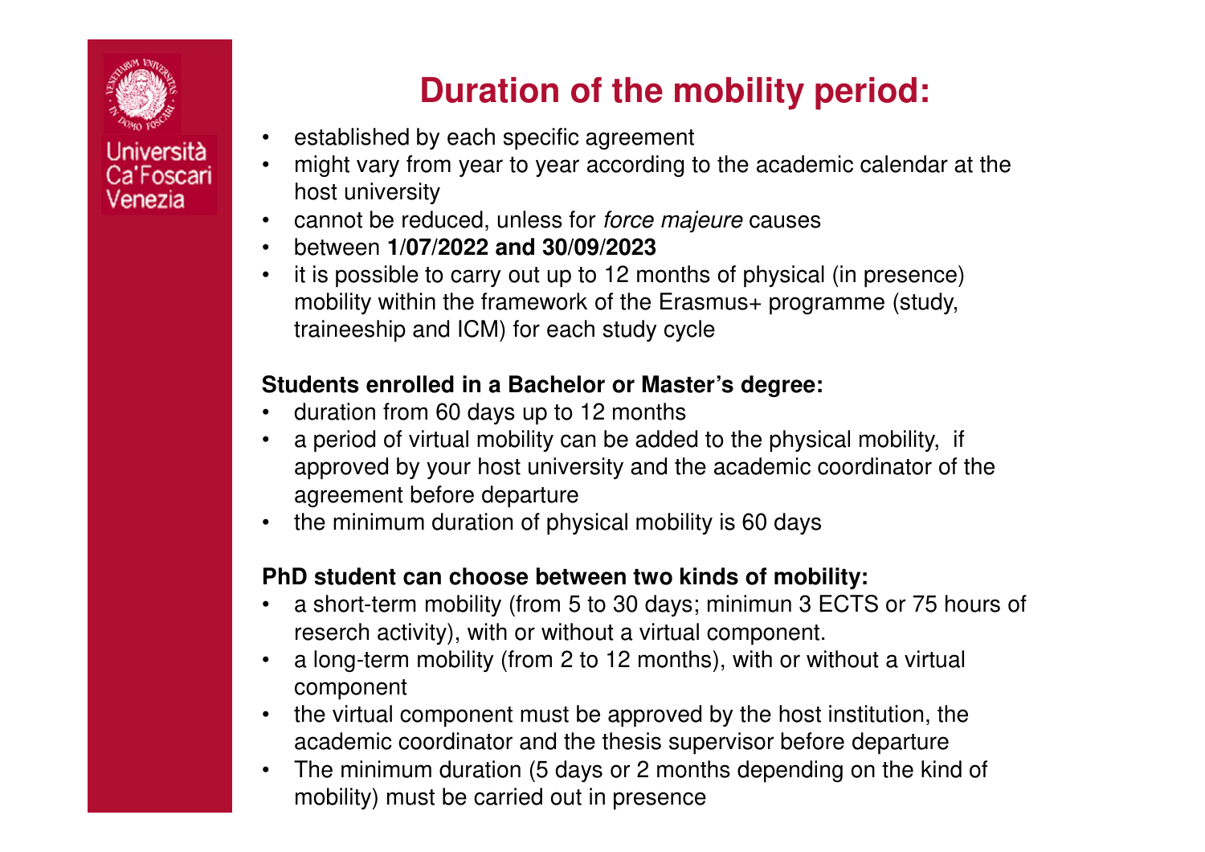# Duration of the mobility period:

- established by each specific agreement
- might vary from year to year according to the academic calendar at the host university
- cannot be reduced, unless for *force majeure* causes
- between **1/07/2022 and 30/09/2023**
- it is possible to carry out up to 12 months of physical (in presence) mobility within the framework of the Erasmus+ programme (study, traineeship and ICM) for each study cycle

**Students enrolled in a Bachelor or Master's degree:**

- duration from 60 days up to 12 months
- a period of virtual mobility can be added to the physical mobility, if approved by your host university and the academic coordinator of the agreement before departure
- the minimum duration of physical mobility is 60 days

**PhD student can choose between two kinds of mobility:**

- a short-term mobility (from 5 to 30 days; minimun 3 ECTS or 75 hours of reserch activity), with or without a virtual component.
- a long-term mobility (from 2 to 12 months), with or without a virtual component
- the virtual component must be approved by the host institution, the academic coordinator and the thesis supervisor before departure
- The minimum duration (5 days or 2 months depending on the kind of mobility) must be carried out in presence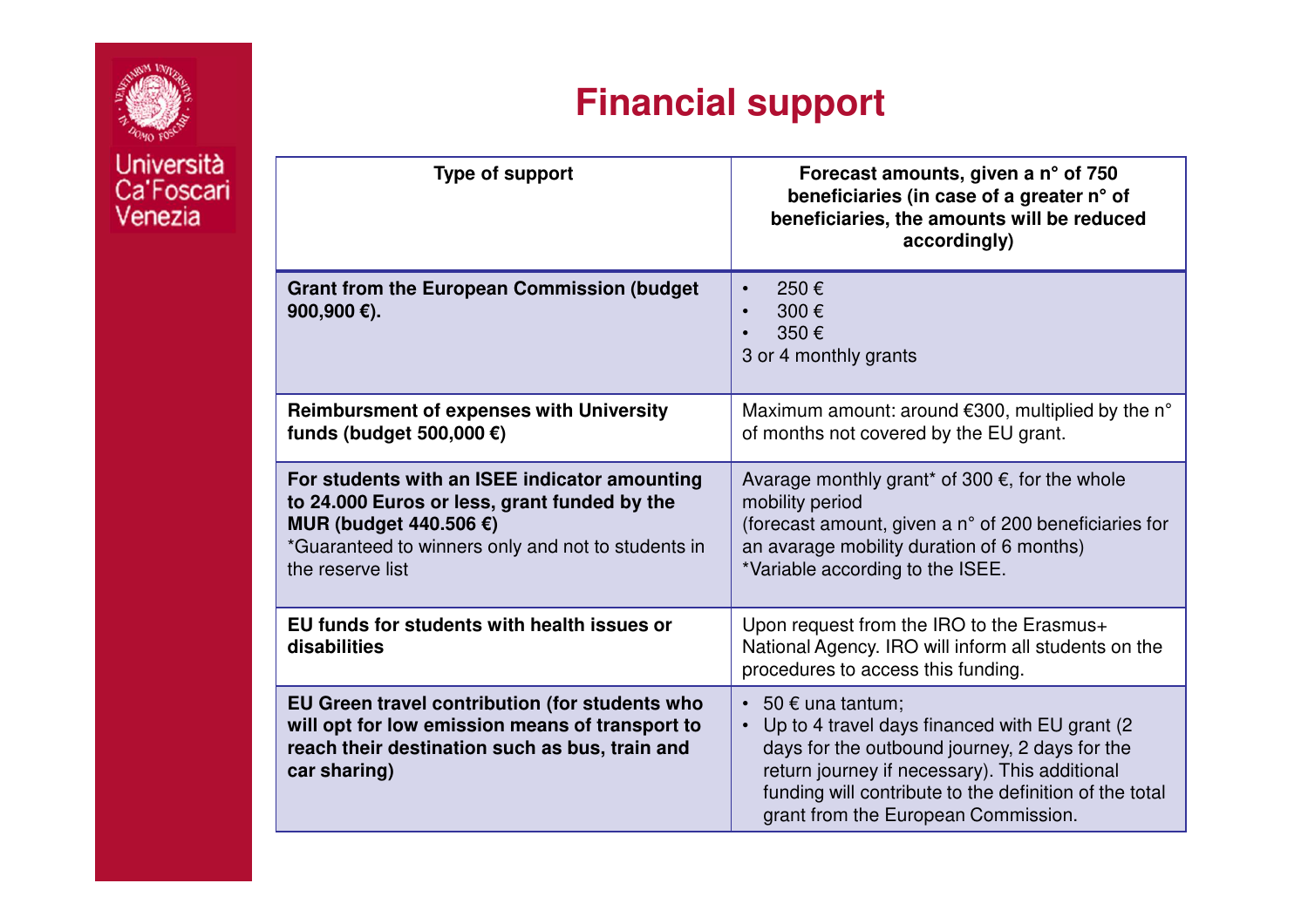# Financial support

| Type of support | Forecast amounts, given a n° of 750 beneficiaries (in case of a greater n° of beneficiaries, the amounts will be reduced accordingly) |
|---|---|
| **Grant from the European Commission (budget 900,900 €).** | • 250 € <br> • 300 € <br> • 350 € <br> 3 or 4 monthly grants |
| **Reimbursment of expenses with University funds (budget 500,000 €)** | Maximum amount: around €300, multiplied by the n° of months not covered by the EU grant. |
| **For students with an ISEE indicator amounting to 24.000 Euros or less, grant funded by the MUR (budget 440.506 €)** <br> *Guaranteed to winners only and not to students in the reserve list | Avarage monthly grant* of 300 €, for the whole mobility period <br> (forecast amount, given a n° of 200 beneficiaries for an avarage mobility duration of 6 months) <br> *Variable according to the ISEE. |
| **EU funds for students with health issues or disabilities** | Upon request from the IRO to the Erasmus+ National Agency. IRO will inform all students on the procedures to access this funding. |
| **EU Green travel contribution (for students who will opt for low emission means of transport to reach their destination such as bus, train and car sharing)** | • 50 € una tantum; <br> • Up to 4 travel days financed with EU grant (2 days for the outbound journey, 2 days for the return journey if necessary). This additional funding will contribute to the definition of the total grant from the European Commission. |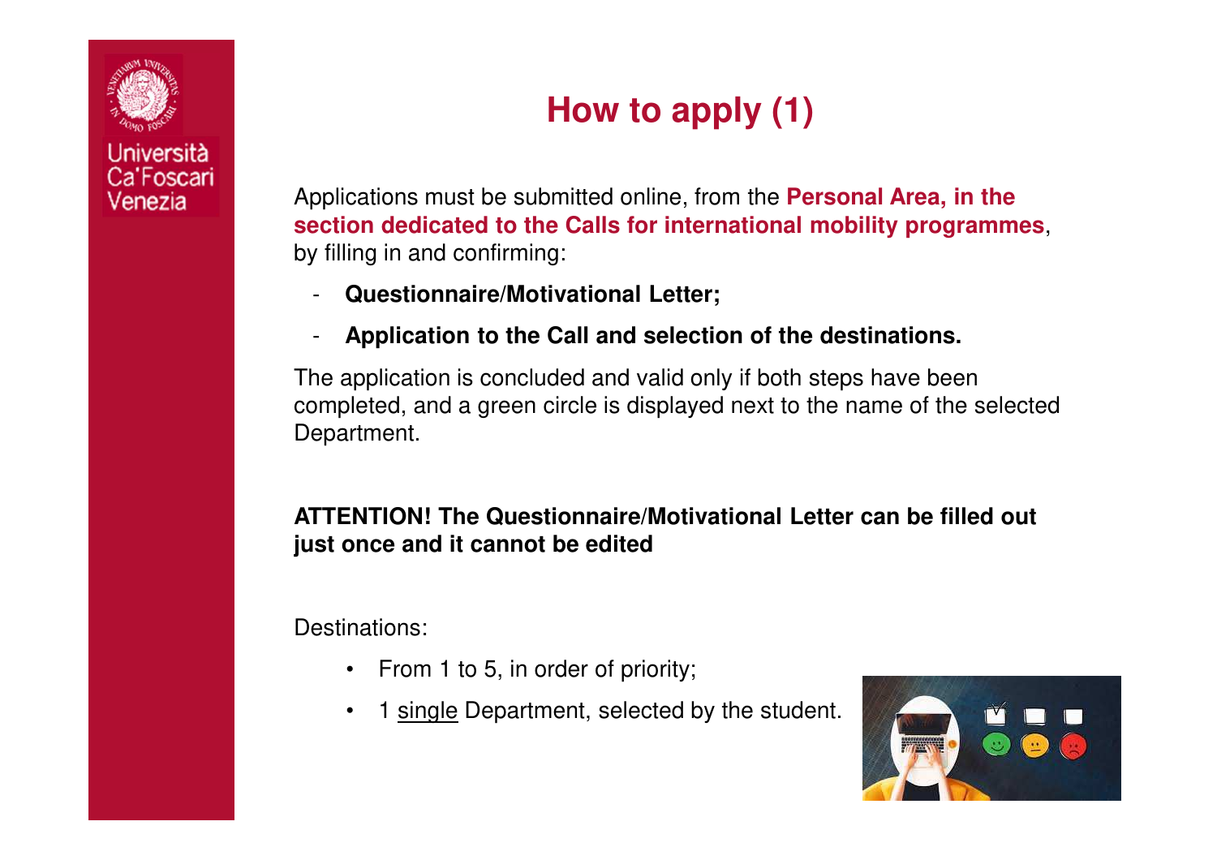# How to apply (1)

Applications must be submitted online, from the **Personal Area, in the section dedicated to the Calls for international mobility programmes**, by filling in and confirming:

- **Questionnaire/Motivational Letter;**
- **Application to the Call and selection of the destinations.**

The application is concluded and valid only if both steps have been completed, and a green circle is displayed next to the name of the selected Department.

**ATTENTION! The Questionnaire/Motivational Letter can be filled out just once and it cannot be edited**

Destinations:

- From 1 to 5, in order of priority;
- 1 single Department, selected by the student.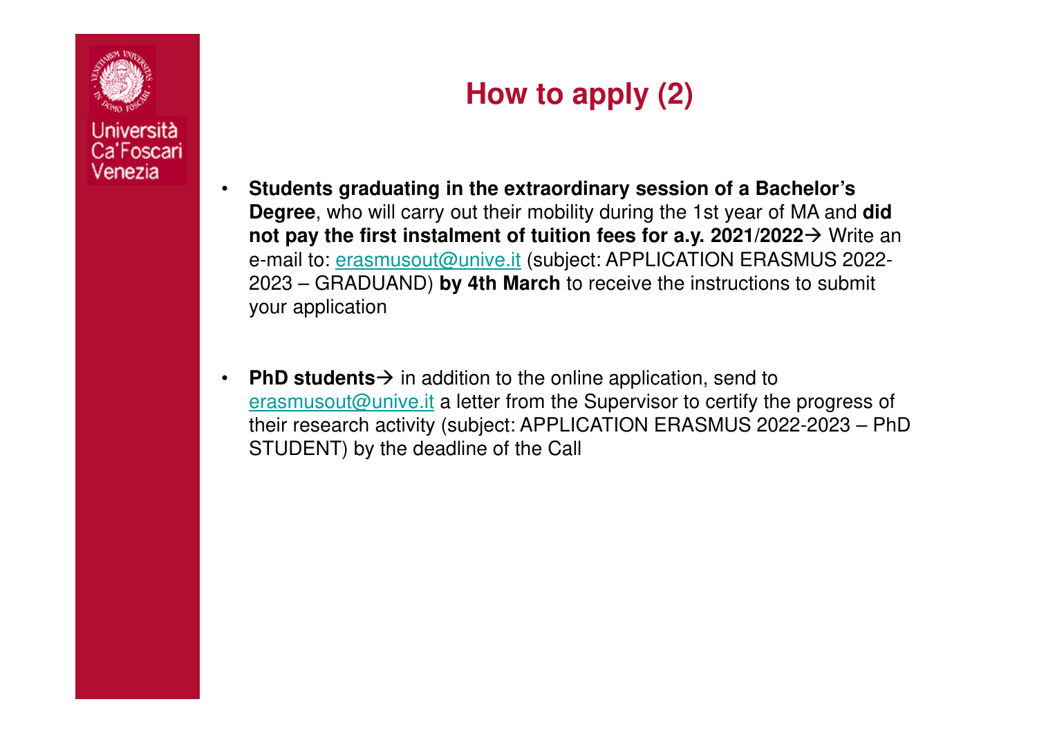# How to apply (2)

- **Students graduating in the extraordinary session of a Bachelor's Degree**, who will carry out their mobility during the 1st year of MA and **did not pay the first instalment of tuition fees for a.y. 2021/2022→** Write an e-mail to: erasmusout@unive.it (subject: APPLICATION ERASMUS 2022-2023 – GRADUAND) **by 4th March** to receive the instructions to submit your application

- **PhD students→** in addition to the online application, send to erasmusout@unive.it a letter from the Supervisor to certify the progress of their research activity (subject: APPLICATION ERASMUS 2022-2023 – PhD STUDENT) by the deadline of the Call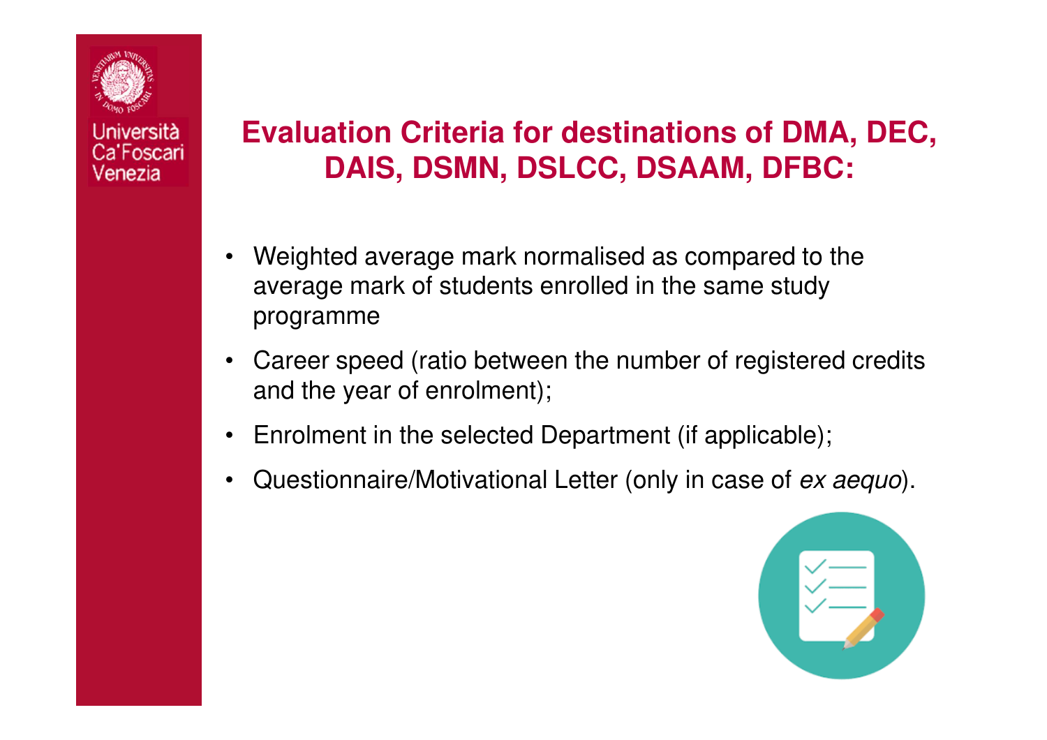Università Ca'Foscari Venezia

# Evaluation Criteria for destinations of DMA, DEC, DAIS, DSMN, DSLCC, DSAAM, DFBC:

- Weighted average mark normalised as compared to the average mark of students enrolled in the same study programme
- Career speed (ratio between the number of registered credits and the year of enrolment);
- Enrolment in the selected Department (if applicable);
- Questionnaire/Motivational Letter (only in case of *ex aequo*).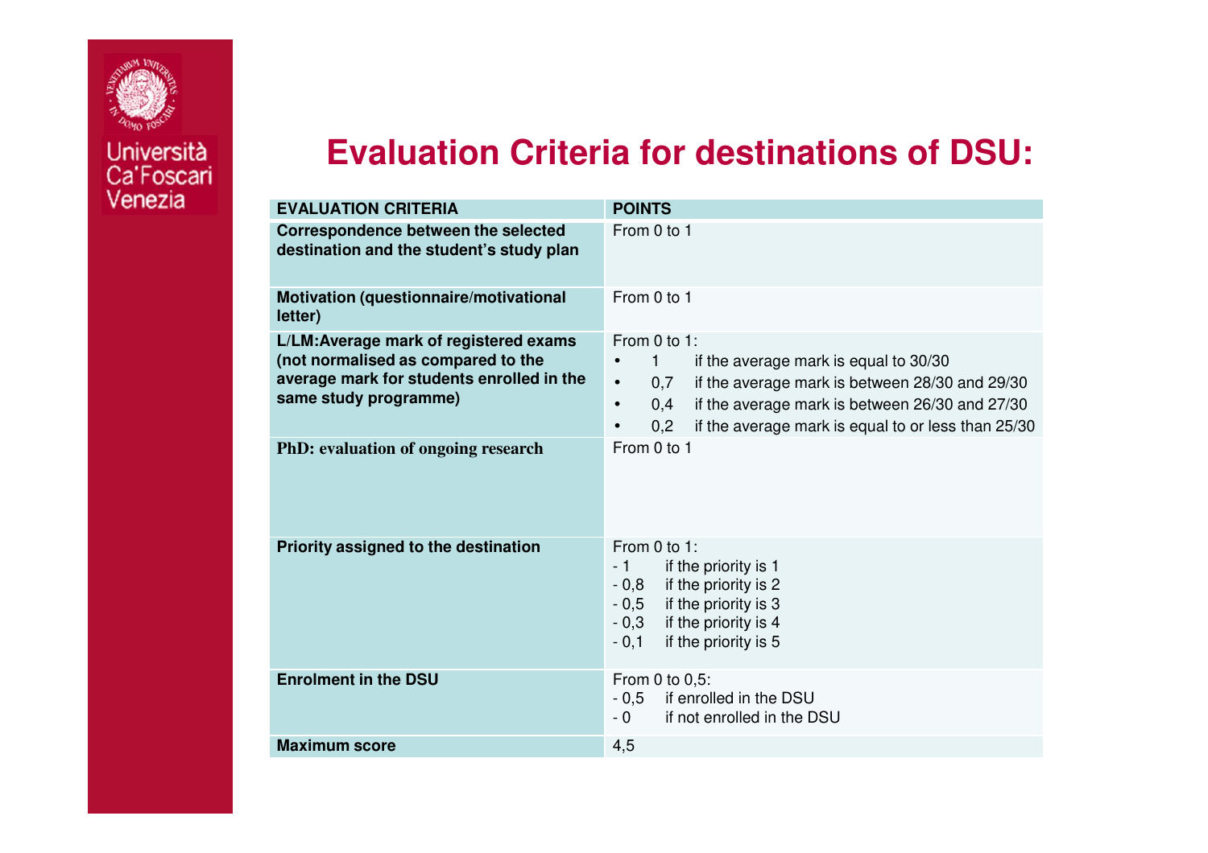# Evaluation Criteria for destinations of DSU:

| EVALUATION CRITERIA | POINTS |
| --- | --- |
| **Correspondence between the selected destination and the student's study plan** | From 0 to 1 |
| **Motivation (questionnaire/motivational letter)** | From 0 to 1 |
| **L/LM:Average mark of registered exams (not normalised as compared to the average mark for students enrolled in the same study programme)** | From 0 to 1: <br>• 1 if the average mark is equal to 30/30 <br>• 0,7 if the average mark is between 28/30 and 29/30 <br>• 0,4 if the average mark is between 26/30 and 27/30 <br>• 0,2 if the average mark is equal to or less than 25/30 |
| **PhD: evaluation of ongoing research** | From 0 to 1 |
| **Priority assigned to the destination** | From 0 to 1: <br>- 1 if the priority is 1 <br>- 0,8 if the priority is 2 <br>- 0,5 if the priority is 3 <br>- 0,3 if the priority is 4 <br>- 0,1 if the priority is 5 |
| **Enrolment in the DSU** | From 0 to 0,5: <br>- 0,5 if enrolled in the DSU <br>- 0 if not enrolled in the DSU |
| **Maximum score** | 4,5 |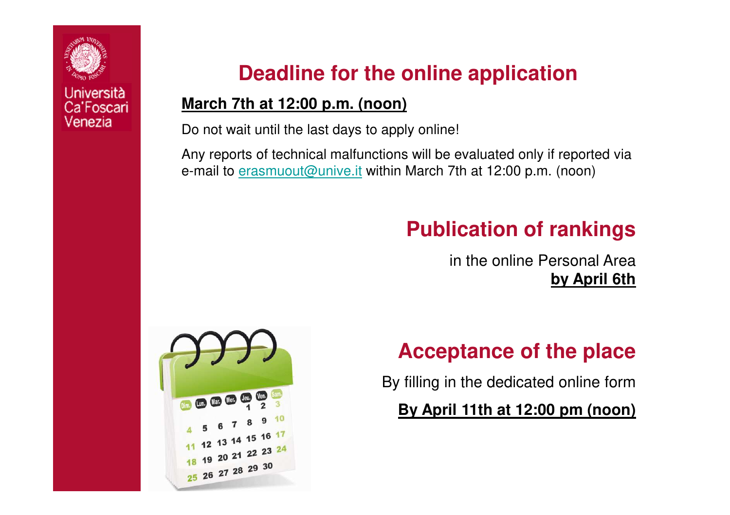## Deadline for the online application

**March 7th at 12:00 p.m. (noon)**

Do not wait until the last days to apply online!

Any reports of technical malfunctions will be evaluated only if reported via e-mail to erasmuout@unive.it within March 7th at 12:00 p.m. (noon)

## Publication of rankings

in the online Personal Area **by April 6th**

## Acceptance of the place

By filling in the dedicated online form

**By April 11th at 12:00 pm (noon)**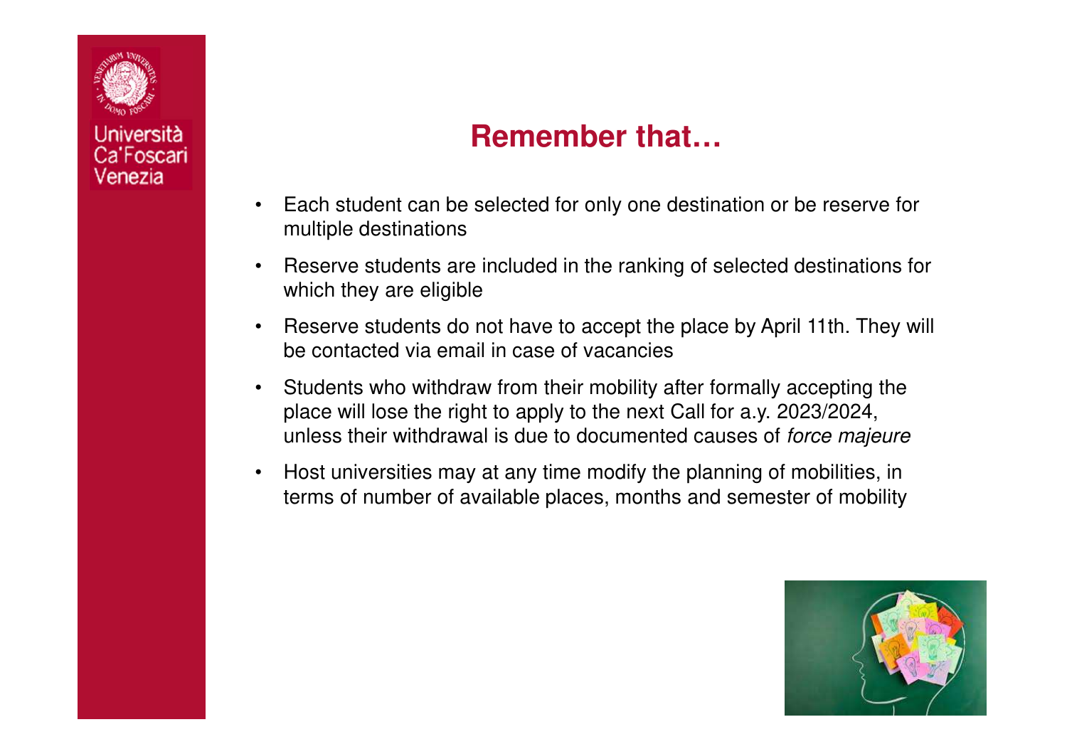# Remember that…

- Each student can be selected for only one destination or be reserve for multiple destinations
- Reserve students are included in the ranking of selected destinations for which they are eligible
- Reserve students do not have to accept the place by April 11th. They will be contacted via email in case of vacancies
- Students who withdraw from their mobility after formally accepting the place will lose the right to apply to the next Call for a.y. 2023/2024, unless their withdrawal is due to documented causes of *force majeure*
- Host universities may at any time modify the planning of mobilities, in terms of number of available places, months and semester of mobility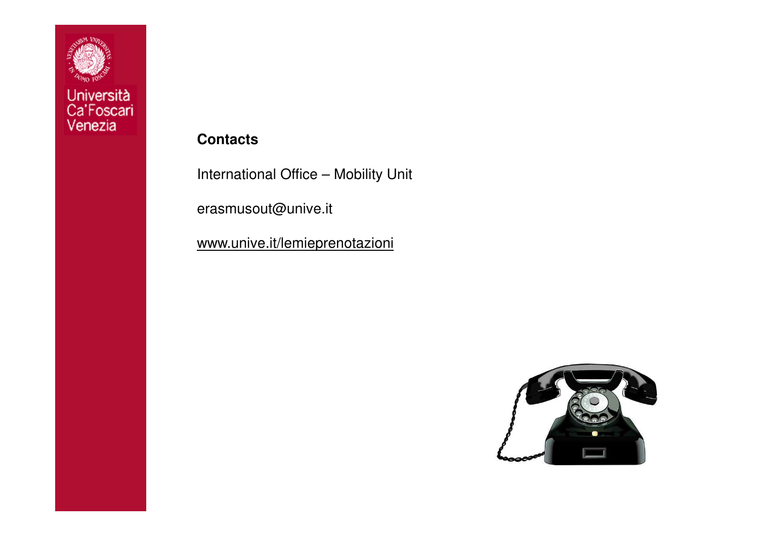**Contacts**

International Office – Mobility Unit

erasmusout@unive.it

www.unive.it/lemieprenotazioni